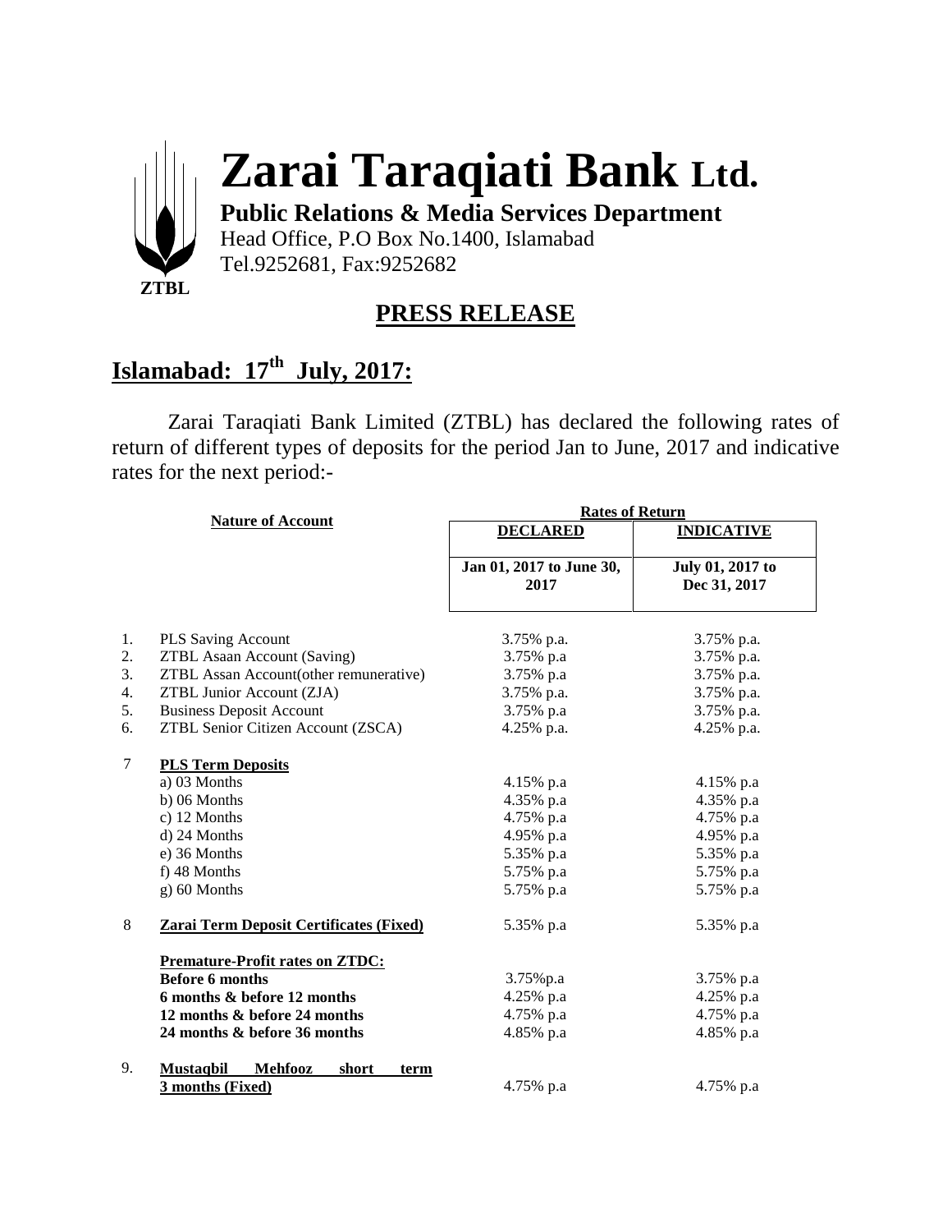ZTBL

# Zarai Taraqiati Bank Ltd.

**Public Relations & Media Services Department**
Head Office, P.O Box No.1400, Islamabad
Tel.9252681, Fax:9252682

## PRESS RELEASE

## Islamabad: 17th July, 2017:

Zarai Taraqiati Bank Limited (ZTBL) has declared the following rates of return of different types of deposits for the period Jan to June, 2017 and indicative rates for the next period:-

| | Nature of Account | Rates of Return | |
|---|---|---|---|
| | | **DECLARED** | **INDICATIVE** |
| | | **Jan 01, 2017 to June 30, 2017** | **July 01, 2017 to Dec 31, 2017** |
| 1. | PLS Saving Account | 3.75% p.a. | 3.75% p.a. |
| 2. | ZTBL Asaan Account (Saving) | 3.75% p.a | 3.75% p.a. |
| 3. | ZTBL Assan Account(other remunerative) | 3.75% p.a | 3.75% p.a. |
| 4. | ZTBL Junior Account (ZJA) | 3.75% p.a. | 3.75% p.a. |
| 5. | Business Deposit Account | 3.75% p.a | 3.75% p.a. |
| 6. | ZTBL Senior Citizen Account (ZSCA) | 4.25% p.a. | 4.25% p.a. |
| 7 | **PLS Term Deposits** | | |
| | a) 03 Months | 4.15% p.a | 4.15% p.a |
| | b) 06 Months | 4.35% p.a | 4.35% p.a |
| | c) 12 Months | 4.75% p.a | 4.75% p.a |
| | d) 24 Months | 4.95% p.a | 4.95% p.a |
| | e) 36 Months | 5.35% p.a | 5.35% p.a |
| | f) 48 Months | 5.75% p.a | 5.75% p.a |
| | g) 60 Months | 5.75% p.a | 5.75% p.a |
| 8 | **Zarai Term Deposit Certificates (Fixed)** | 5.35% p.a | 5.35% p.a |
| | **Premature-Profit rates on ZTDC:** | | |
| | **Before 6 months** | 3.75%p.a | 3.75% p.a |
| | **6 months & before 12 months** | 4.25% p.a | 4.25% p.a |
| | **12 months & before 24 months** | 4.75% p.a | 4.75% p.a |
| | **24 months & before 36 months** | 4.85% p.a | 4.85% p.a |
| 9. | **Mustaqbil Mehfooz short term 3 months (Fixed)** | 4.75% p.a | 4.75% p.a |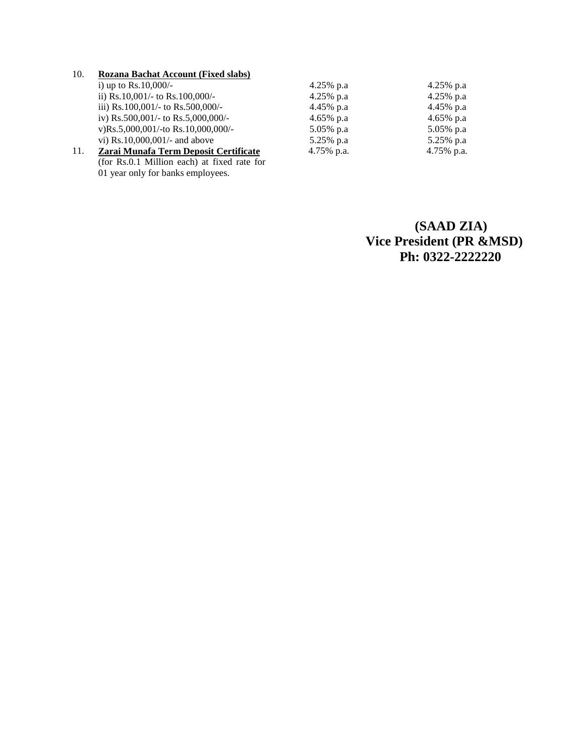| | | | |
|---|---|---|---|
| 10. | **Rozana Bachat Account (Fixed slabs)** | | |
| | i) up to Rs.10,000/- | 4.25% p.a | 4.25% p.a |
| | ii) Rs.10,001/- to Rs.100,000/- | 4.25% p.a | 4.25% p.a |
| | iii) Rs.100,001/- to Rs.500,000/- | 4.45% p.a | 4.45% p.a |
| | iv) Rs.500,001/- to Rs.5,000,000/- | 4.65% p.a | 4.65% p.a |
| | v)Rs.5,000,001/-to Rs.10,000,000/- | 5.05% p.a | 5.05% p.a |
| | vi) Rs.10,000,001/- and above | 5.25% p.a | 5.25% p.a |
| 11. | **Zarai Munafa Term Deposit Certificate** (for Rs.0.1 Million each) at fixed rate for 01 year only for banks employees. | 4.75% p.a. | 4.75% p.a. |

**(SAAD ZIA)**
**Vice President (PR &MSD)**
**Ph: 0322-2222220**